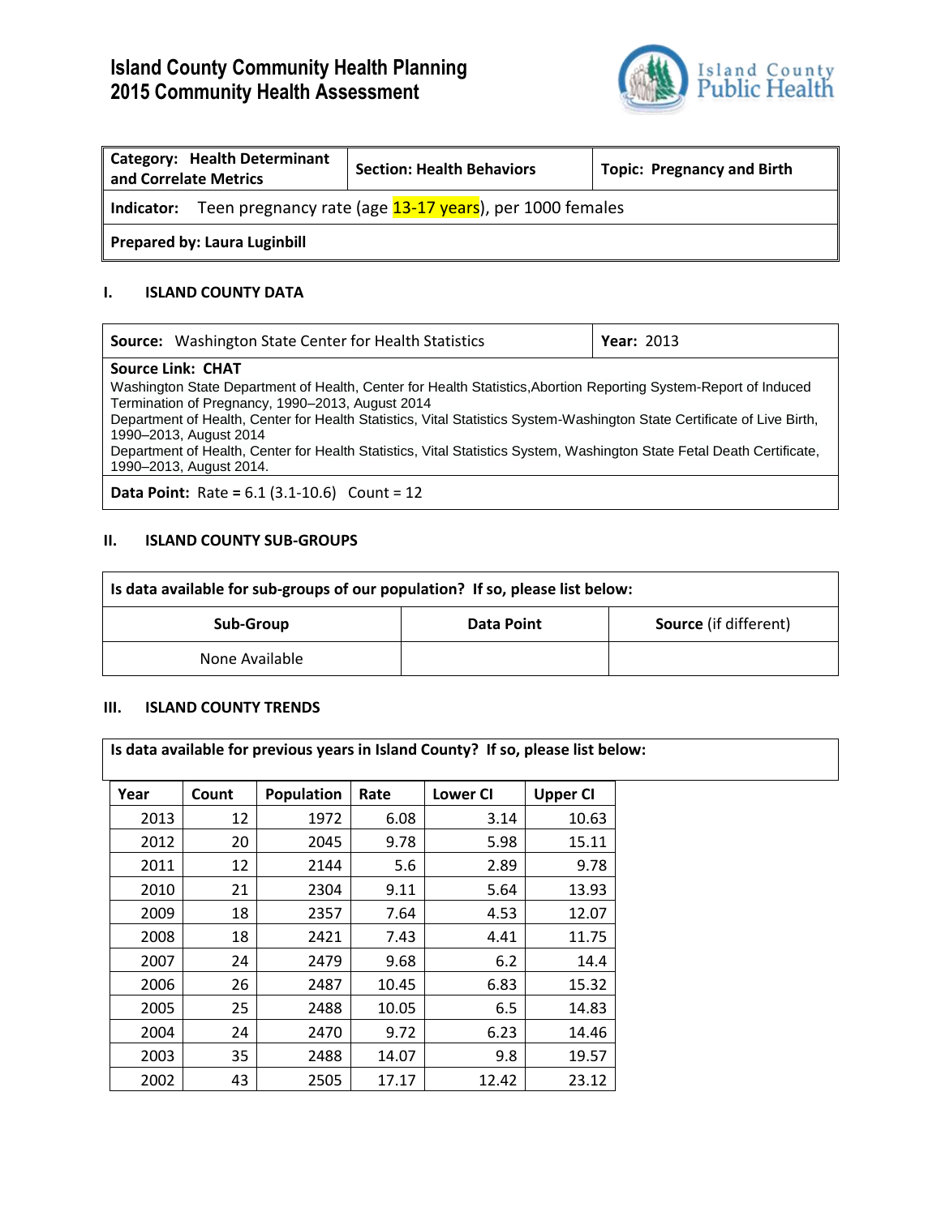# Island County Community Health Planning
# 2015 Community Health Assessment

Island County Public Health

| Category: Health Determinant and Correlate Metrics | Section: Health Behaviors | Topic: Pregnancy and Birth |
|---|---|---|
| **Indicator:** Teen pregnancy rate (age 13-17 years), per 1000 females | | |
| **Prepared by: Laura Luginbill** | | |

## I. ISLAND COUNTY DATA

| **Source:** Washington State Center for Health Statistics | **Year:** 2013 |
|---|---|

**Source Link: CHAT**

Washington State Department of Health, Center for Health Statistics,Abortion Reporting System-Report of Induced Termination of Pregnancy, 1990–2013, August 2014

Department of Health, Center for Health Statistics, Vital Statistics System-Washington State Certificate of Live Birth, 1990–2013, August 2014

Department of Health, Center for Health Statistics, Vital Statistics System, Washington State Fetal Death Certificate, 1990–2013, August 2014.

**Data Point:** Rate = 6.1 (3.1-10.6) Count = 12

## II. ISLAND COUNTY SUB-GROUPS

**Is data available for sub-groups of our population? If so, please list below:**

| Sub-Group | Data Point | Source (if different) |
|---|---|---|
| None Available | | |

## III. ISLAND COUNTY TRENDS

**Is data available for previous years in Island County? If so, please list below:**

| Year | Count | Population | Rate | Lower CI | Upper CI |
|---|---|---|---|---|---|
| 2013 | 12 | 1972 | 6.08 | 3.14 | 10.63 |
| 2012 | 20 | 2045 | 9.78 | 5.98 | 15.11 |
| 2011 | 12 | 2144 | 5.6 | 2.89 | 9.78 |
| 2010 | 21 | 2304 | 9.11 | 5.64 | 13.93 |
| 2009 | 18 | 2357 | 7.64 | 4.53 | 12.07 |
| 2008 | 18 | 2421 | 7.43 | 4.41 | 11.75 |
| 2007 | 24 | 2479 | 9.68 | 6.2 | 14.4 |
| 2006 | 26 | 2487 | 10.45 | 6.83 | 15.32 |
| 2005 | 25 | 2488 | 10.05 | 6.5 | 14.83 |
| 2004 | 24 | 2470 | 9.72 | 6.23 | 14.46 |
| 2003 | 35 | 2488 | 14.07 | 9.8 | 19.57 |
| 2002 | 43 | 2505 | 17.17 | 12.42 | 23.12 |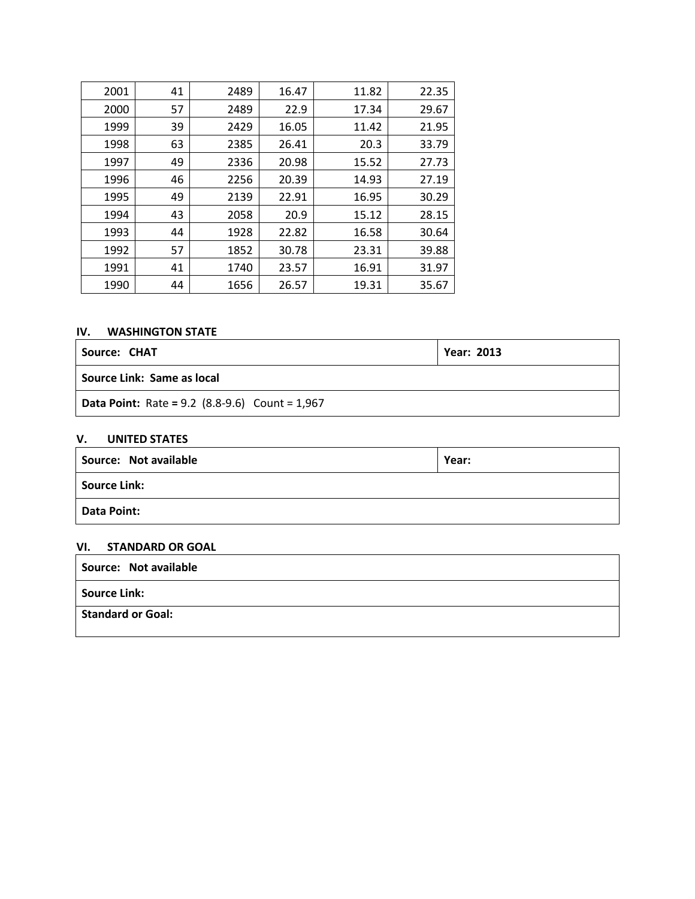| | | | | | |
|---|---|---|---|---|---|
| 2001 | 41 | 2489 | 16.47 | 11.82 | 22.35 |
| 2000 | 57 | 2489 | 22.9 | 17.34 | 29.67 |
| 1999 | 39 | 2429 | 16.05 | 11.42 | 21.95 |
| 1998 | 63 | 2385 | 26.41 | 20.3 | 33.79 |
| 1997 | 49 | 2336 | 20.98 | 15.52 | 27.73 |
| 1996 | 46 | 2256 | 20.39 | 14.93 | 27.19 |
| 1995 | 49 | 2139 | 22.91 | 16.95 | 30.29 |
| 1994 | 43 | 2058 | 20.9 | 15.12 | 28.15 |
| 1993 | 44 | 1928 | 22.82 | 16.58 | 30.64 |
| 1992 | 57 | 1852 | 30.78 | 23.31 | 39.88 |
| 1991 | 41 | 1740 | 23.57 | 16.91 | 31.97 |
| 1990 | 44 | 1656 | 26.57 | 19.31 | 35.67 |

### IV. WASHINGTON STATE

| **Source: CHAT** | **Year: 2013** |
|---|---|
| **Source Link: Same as local** | |
| **Data Point:** Rate = 9.2 (8.8-9.6) Count = 1,967 | |

### V. UNITED STATES

| **Source: Not available** | **Year:** |
|---|---|
| **Source Link:** | |
| **Data Point:** | |

### VI. STANDARD OR GOAL

| **Source: Not available** |
|---|
| **Source Link:** |
| **Standard or Goal:** |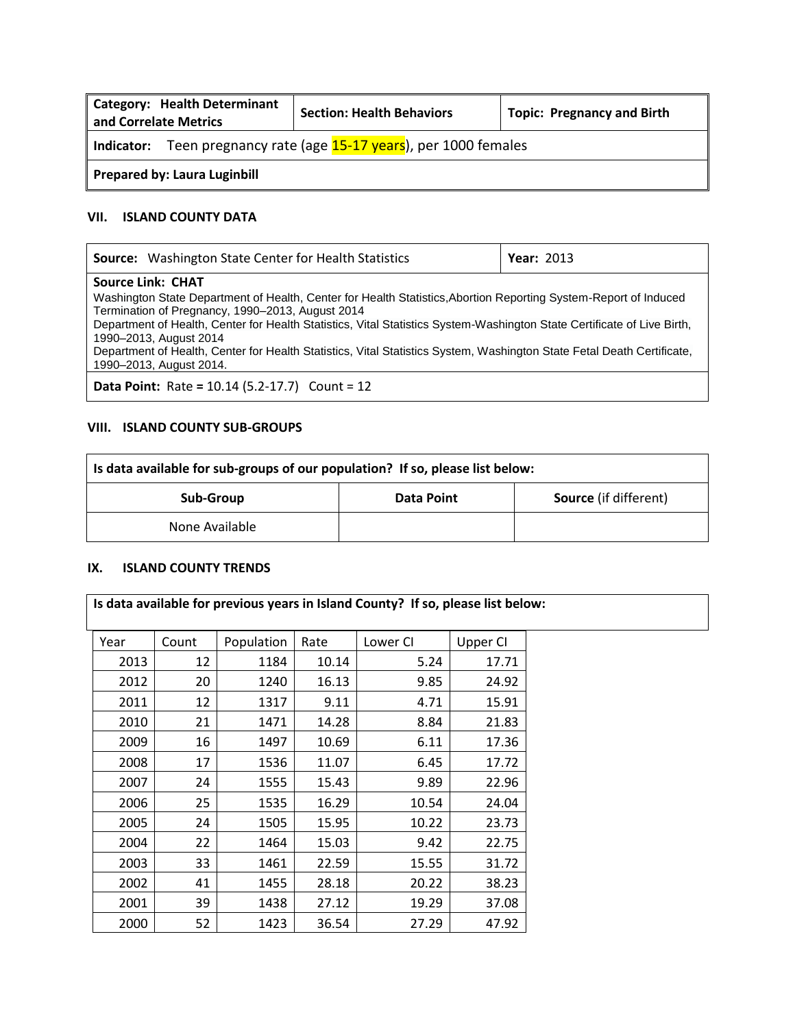| **Category: Health Determinant and Correlate Metrics** | **Section: Health Behaviors** | **Topic: Pregnancy and Birth** |
|---|---|---|
| **Indicator:** Teen pregnancy rate (age 15-17 years), per 1000 females | | |
| **Prepared by: Laura Luginbill** | | |

## VII. ISLAND COUNTY DATA

| **Source:** Washington State Center for Health Statistics | **Year:** 2013 |
|---|---|
| **Source Link: CHAT**<br>Washington State Department of Health, Center for Health Statistics, Abortion Reporting System-Report of Induced Termination of Pregnancy, 1990–2013, August 2014<br>Department of Health, Center for Health Statistics, Vital Statistics System-Washington State Certificate of Live Birth, 1990–2013, August 2014<br>Department of Health, Center for Health Statistics, Vital Statistics System, Washington State Fetal Death Certificate, 1990–2013, August 2014. | |
| **Data Point:** Rate = 10.14 (5.2-17.7) Count = 12 | |

## VIII. ISLAND COUNTY SUB-GROUPS

**Is data available for sub-groups of our population? If so, please list below:**

| Sub-Group | Data Point | Source (if different) |
|---|---|---|
| None Available | | |

## IX. ISLAND COUNTY TRENDS

**Is data available for previous years in Island County? If so, please list below:**

| Year | Count | Population | Rate | Lower CI | Upper CI |
|---|---|---|---|---|---|
| 2013 | 12 | 1184 | 10.14 | 5.24 | 17.71 |
| 2012 | 20 | 1240 | 16.13 | 9.85 | 24.92 |
| 2011 | 12 | 1317 | 9.11 | 4.71 | 15.91 |
| 2010 | 21 | 1471 | 14.28 | 8.84 | 21.83 |
| 2009 | 16 | 1497 | 10.69 | 6.11 | 17.36 |
| 2008 | 17 | 1536 | 11.07 | 6.45 | 17.72 |
| 2007 | 24 | 1555 | 15.43 | 9.89 | 22.96 |
| 2006 | 25 | 1535 | 16.29 | 10.54 | 24.04 |
| 2005 | 24 | 1505 | 15.95 | 10.22 | 23.73 |
| 2004 | 22 | 1464 | 15.03 | 9.42 | 22.75 |
| 2003 | 33 | 1461 | 22.59 | 15.55 | 31.72 |
| 2002 | 41 | 1455 | 28.18 | 20.22 | 38.23 |
| 2001 | 39 | 1438 | 27.12 | 19.29 | 37.08 |
| 2000 | 52 | 1423 | 36.54 | 27.29 | 47.92 |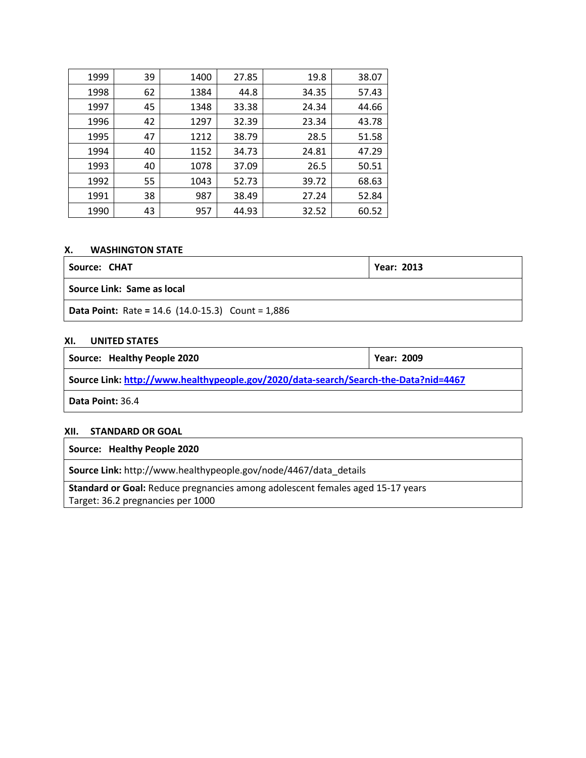| | | | | | |
|---|---|---|---|---|---|
| 1999 | 39 | 1400 | 27.85 | 19.8 | 38.07 |
| 1998 | 62 | 1384 | 44.8 | 34.35 | 57.43 |
| 1997 | 45 | 1348 | 33.38 | 24.34 | 44.66 |
| 1996 | 42 | 1297 | 32.39 | 23.34 | 43.78 |
| 1995 | 47 | 1212 | 38.79 | 28.5 | 51.58 |
| 1994 | 40 | 1152 | 34.73 | 24.81 | 47.29 |
| 1993 | 40 | 1078 | 37.09 | 26.5 | 50.51 |
| 1992 | 55 | 1043 | 52.73 | 39.72 | 68.63 |
| 1991 | 38 | 987 | 38.49 | 27.24 | 52.84 |
| 1990 | 43 | 957 | 44.93 | 32.52 | 60.52 |

### X. WASHINGTON STATE

| | |
|---|---|
| **Source: CHAT** | **Year: 2013** |
| **Source Link: Same as local** | |
| **Data Point:** Rate **=** 14.6 (14.0-15.3) Count = 1,886 | |

### XI. UNITED STATES

| | |
|---|---|
| **Source: Healthy People 2020** | **Year: 2009** |
| **Source Link: http://www.healthypeople.gov/2020/data-search/Search-the-Data?nid=4467** | |
| **Data Point:** 36.4 | |

### XII. STANDARD OR GOAL

| |
|---|
| **Source: Healthy People 2020** |
| **Source Link:** http://www.healthypeople.gov/node/4467/data_details |
| **Standard or Goal:** Reduce pregnancies among adolescent females aged 15-17 years<br>Target: 36.2 pregnancies per 1000 |